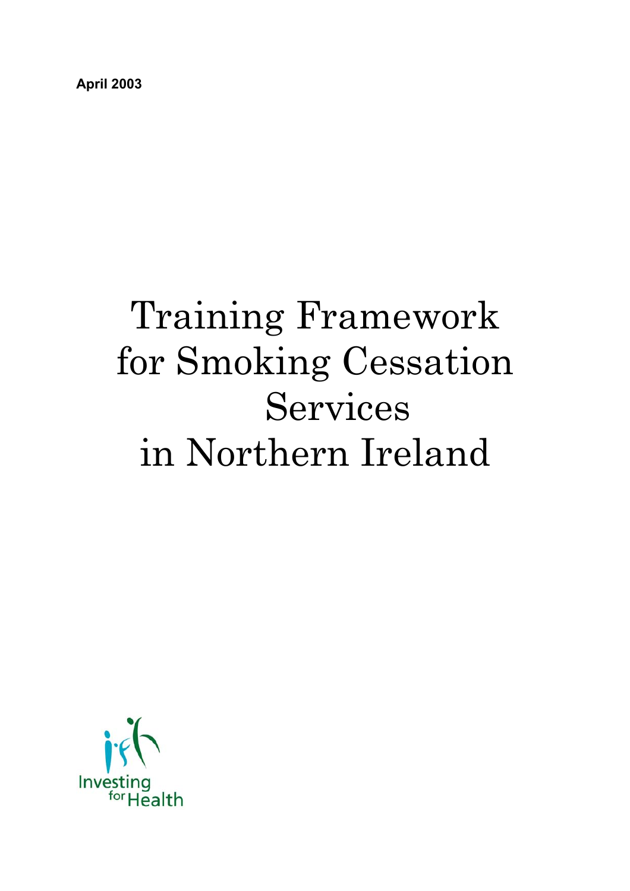**April 2003**

# Training Framework for Smoking Cessation Services in Northern Ireland

Investing for Health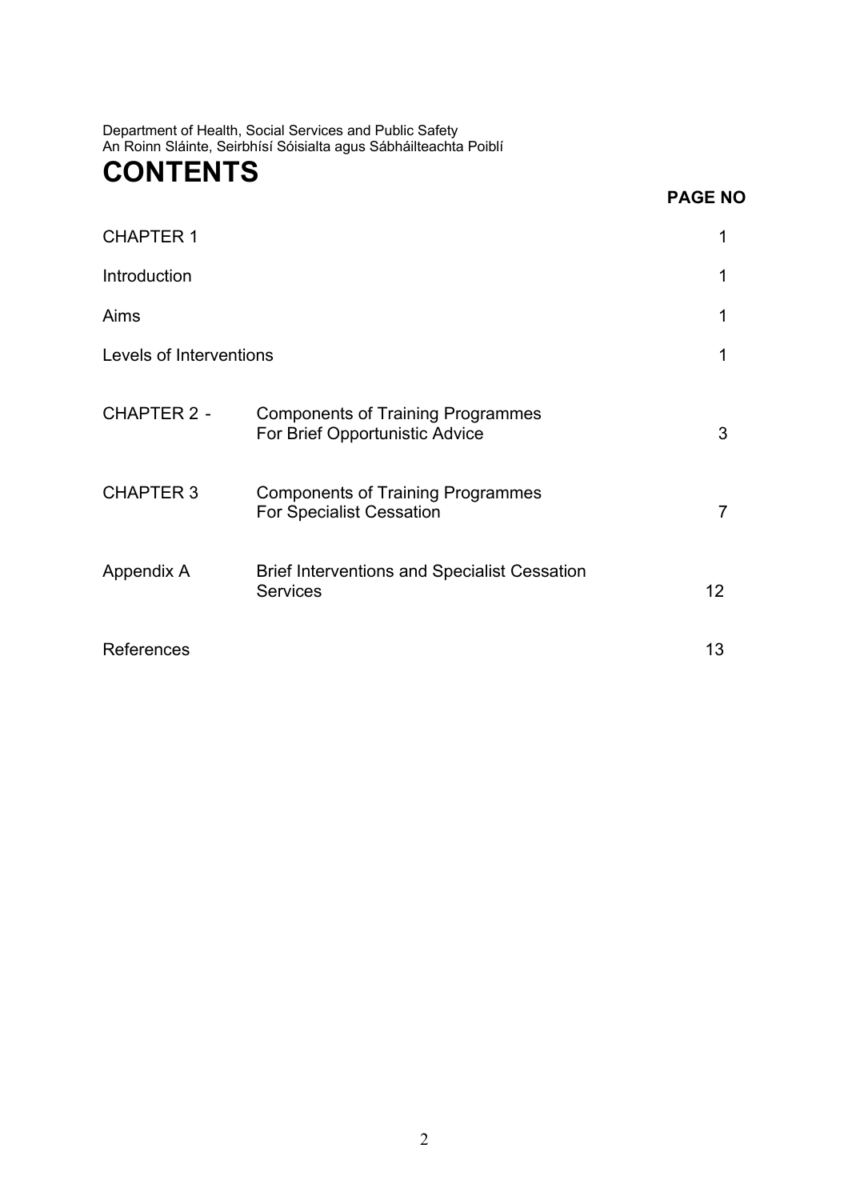Department of Health, Social Services and Public Safety
An Roinn Sláinte, Seirbhísí Sóisialta agus Sábháilteachta Poiblí

# CONTENTS

| | | PAGE NO |
|---|---|---|
| CHAPTER 1 | | 1 |
| Introduction | | 1 |
| Aims | | 1 |
| Levels of Interventions | | 1 |
| CHAPTER 2 - | Components of Training Programmes For Brief Opportunistic Advice | 3 |
| CHAPTER 3 | Components of Training Programmes For Specialist Cessation | 7 |
| Appendix A | Brief Interventions and Specialist Cessation Services | 12 |
| References | | 13 |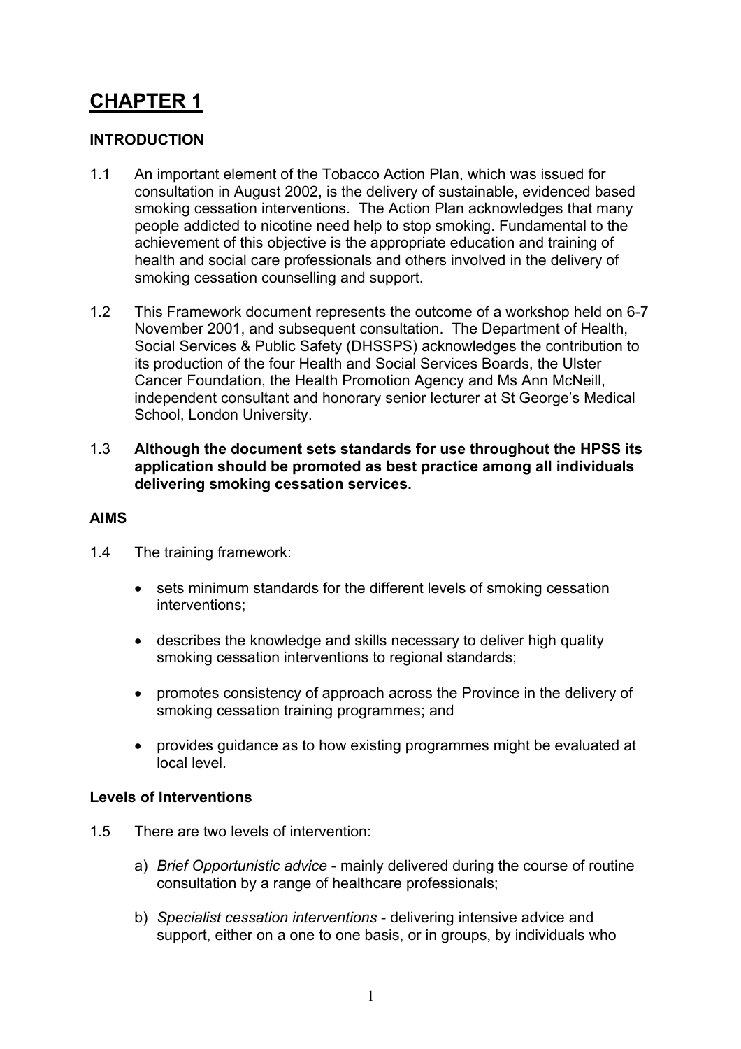# CHAPTER 1

## INTRODUCTION

1.1 An important element of the Tobacco Action Plan, which was issued for consultation in August 2002, is the delivery of sustainable, evidenced based smoking cessation interventions. The Action Plan acknowledges that many people addicted to nicotine need help to stop smoking. Fundamental to the achievement of this objective is the appropriate education and training of health and social care professionals and others involved in the delivery of smoking cessation counselling and support.

1.2 This Framework document represents the outcome of a workshop held on 6-7 November 2001, and subsequent consultation. The Department of Health, Social Services & Public Safety (DHSSPS) acknowledges the contribution to its production of the four Health and Social Services Boards, the Ulster Cancer Foundation, the Health Promotion Agency and Ms Ann McNeill, independent consultant and honorary senior lecturer at St George's Medical School, London University.

1.3 **Although the document sets standards for use throughout the HPSS its application should be promoted as best practice among all individuals delivering smoking cessation services.**

## AIMS

1.4 The training framework:

- sets minimum standards for the different levels of smoking cessation interventions;
- describes the knowledge and skills necessary to deliver high quality smoking cessation interventions to regional standards;
- promotes consistency of approach across the Province in the delivery of smoking cessation training programmes; and
- provides guidance as to how existing programmes might be evaluated at local level.

### Levels of Interventions

1.5 There are two levels of intervention:

a) *Brief Opportunistic advice* - mainly delivered during the course of routine consultation by a range of healthcare professionals;

b) *Specialist cessation interventions* - delivering intensive advice and support, either on a one to one basis, or in groups, by individuals who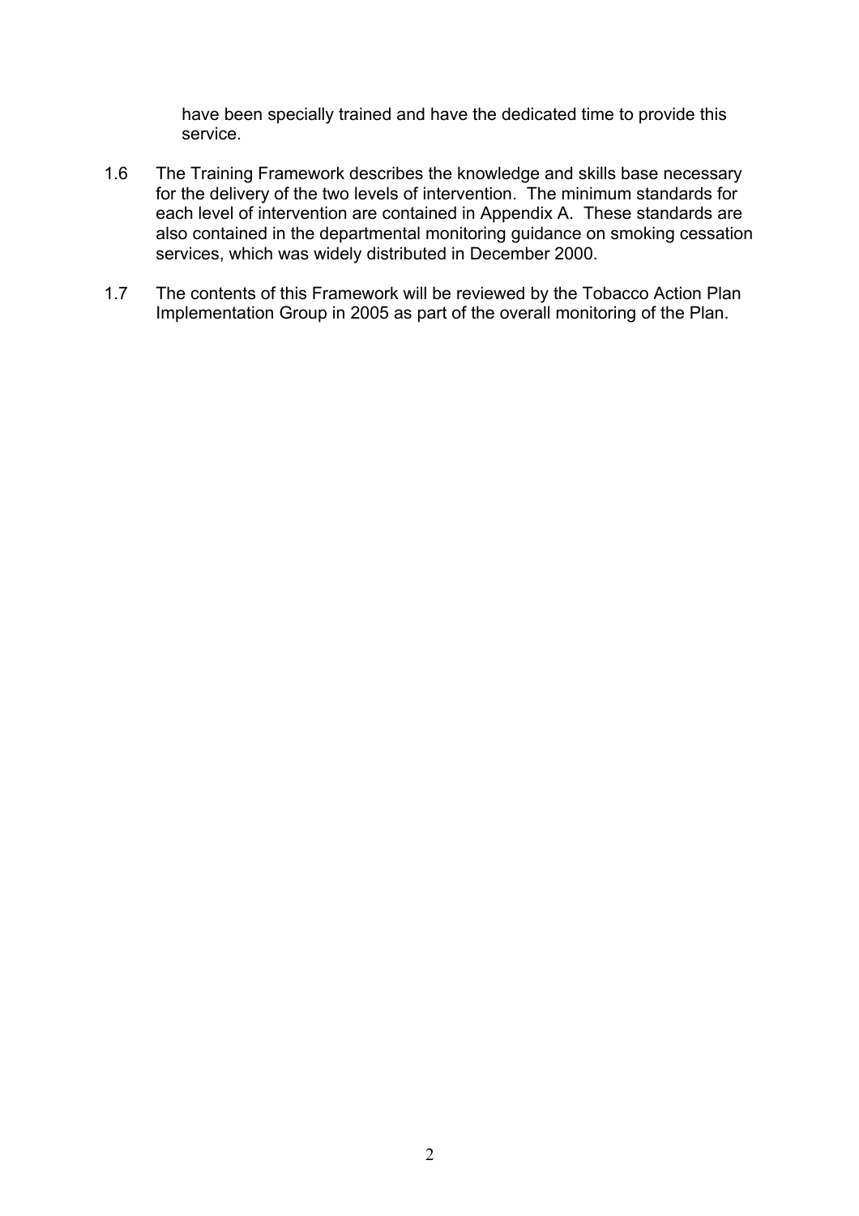have been specially trained and have the dedicated time to provide this service.

1.6 The Training Framework describes the knowledge and skills base necessary for the delivery of the two levels of intervention. The minimum standards for each level of intervention are contained in Appendix A. These standards are also contained in the departmental monitoring guidance on smoking cessation services, which was widely distributed in December 2000.

1.7 The contents of this Framework will be reviewed by the Tobacco Action Plan Implementation Group in 2005 as part of the overall monitoring of the Plan.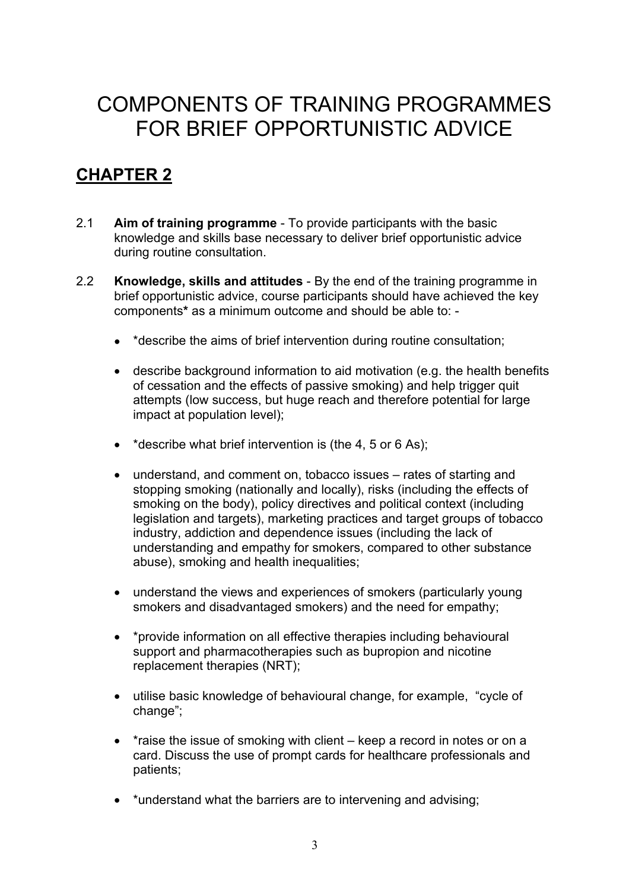# COMPONENTS OF TRAINING PROGRAMMES FOR BRIEF OPPORTUNISTIC ADVICE

## CHAPTER 2

2.1 **Aim of training programme** - To provide participants with the basic knowledge and skills base necessary to deliver brief opportunistic advice during routine consultation.

2.2 **Knowledge, skills and attitudes** - By the end of the training programme in brief opportunistic advice, course participants should have achieved the key components**\*** as a minimum outcome and should be able to: -

- *describe the aims of brief intervention during routine consultation;
- describe background information to aid motivation (e.g. the health benefits of cessation and the effects of passive smoking) and help trigger quit attempts (low success, but huge reach and therefore potential for large impact at population level);
- *describe what brief intervention is (the 4, 5 or 6 As);
- understand, and comment on, tobacco issues – rates of starting and stopping smoking (nationally and locally), risks (including the effects of smoking on the body), policy directives and political context (including legislation and targets), marketing practices and target groups of tobacco industry, addiction and dependence issues (including the lack of understanding and empathy for smokers, compared to other substance abuse), smoking and health inequalities;
- understand the views and experiences of smokers (particularly young smokers and disadvantaged smokers) and the need for empathy;
- *provide information on all effective therapies including behavioural support and pharmacotherapies such as bupropion and nicotine replacement therapies (NRT);
- utilise basic knowledge of behavioural change, for example, "cycle of change";
- *raise the issue of smoking with client – keep a record in notes or on a card. Discuss the use of prompt cards for healthcare professionals and patients;
- *understand what the barriers are to intervening and advising;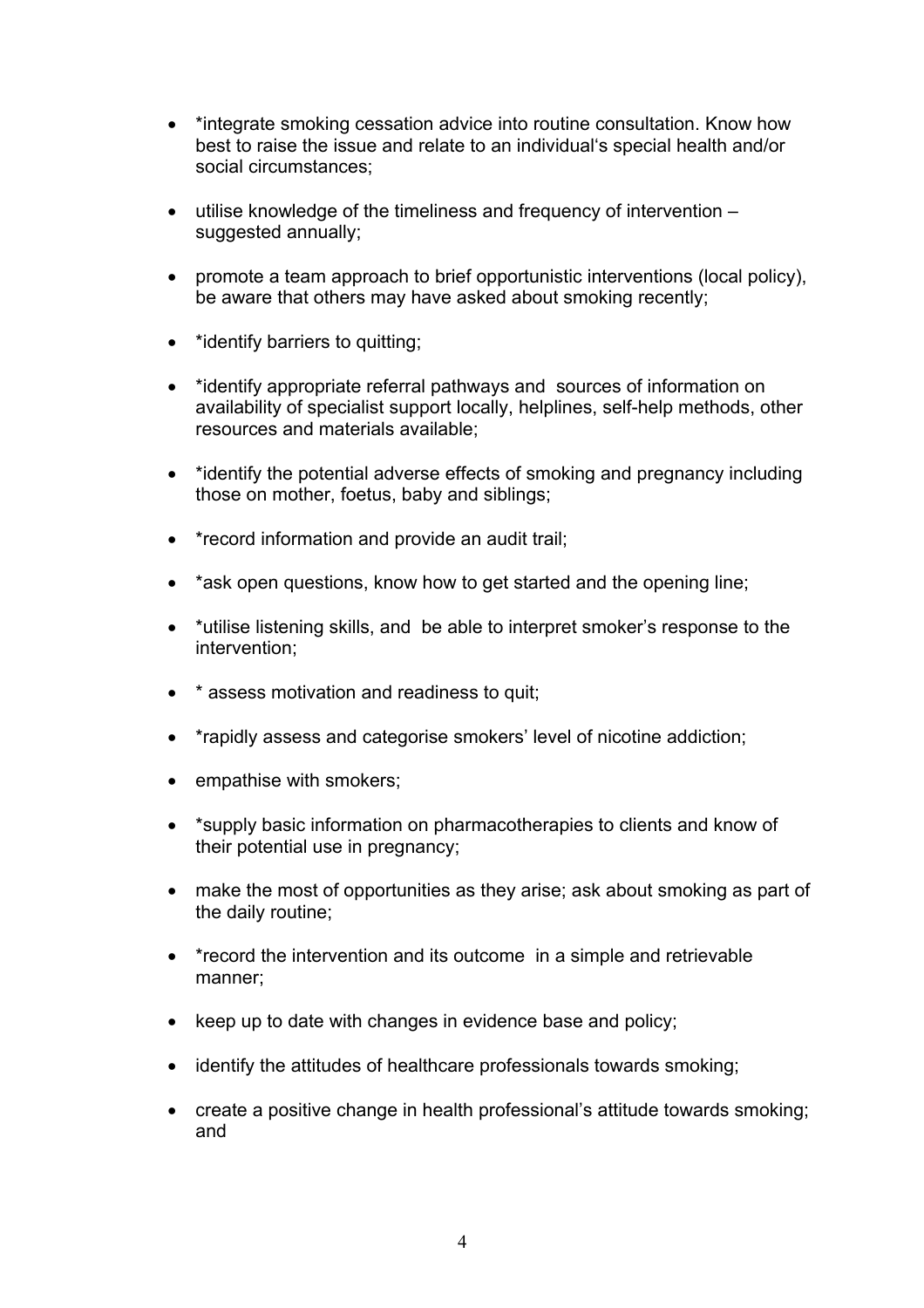- *integrate smoking cessation advice into routine consultation. Know how best to raise the issue and relate to an individual's special health and/or social circumstances;

- utilise knowledge of the timeliness and frequency of intervention – suggested annually;

- promote a team approach to brief opportunistic interventions (local policy), be aware that others may have asked about smoking recently;

- *identify barriers to quitting;

- *identify appropriate referral pathways and sources of information on availability of specialist support locally, helplines, self-help methods, other resources and materials available;

- *identify the potential adverse effects of smoking and pregnancy including those on mother, foetus, baby and siblings;

- *record information and provide an audit trail;

- *ask open questions, know how to get started and the opening line;

- *utilise listening skills, and be able to interpret smoker's response to the intervention;

- * assess motivation and readiness to quit;

- *rapidly assess and categorise smokers' level of nicotine addiction;

- empathise with smokers;

- *supply basic information on pharmacotherapies to clients and know of their potential use in pregnancy;

- make the most of opportunities as they arise; ask about smoking as part of the daily routine;

- *record the intervention and its outcome in a simple and retrievable manner;

- keep up to date with changes in evidence base and policy;

- identify the attitudes of healthcare professionals towards smoking;

- create a positive change in health professional's attitude towards smoking; and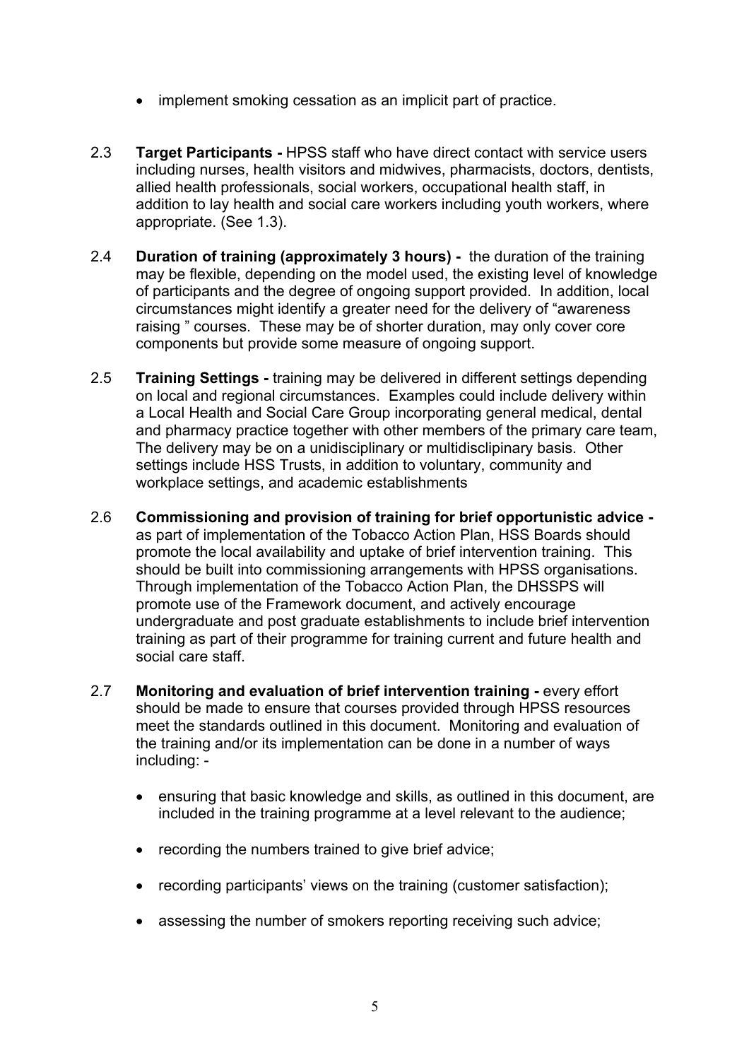- implement smoking cessation as an implicit part of practice.

2.3 **Target Participants -** HPSS staff who have direct contact with service users including nurses, health visitors and midwives, pharmacists, doctors, dentists, allied health professionals, social workers, occupational health staff, in addition to lay health and social care workers including youth workers, where appropriate. (See 1.3).

2.4 **Duration of training (approximately 3 hours) -** the duration of the training may be flexible, depending on the model used, the existing level of knowledge of participants and the degree of ongoing support provided. In addition, local circumstances might identify a greater need for the delivery of "awareness raising " courses. These may be of shorter duration, may only cover core components but provide some measure of ongoing support.

2.5 **Training Settings -** training may be delivered in different settings depending on local and regional circumstances. Examples could include delivery within a Local Health and Social Care Group incorporating general medical, dental and pharmacy practice together with other members of the primary care team, The delivery may be on a unidisciplinary or multidisclipinary basis. Other settings include HSS Trusts, in addition to voluntary, community and workplace settings, and academic establishments

2.6 **Commissioning and provision of training for brief opportunistic advice -** as part of implementation of the Tobacco Action Plan, HSS Boards should promote the local availability and uptake of brief intervention training. This should be built into commissioning arrangements with HPSS organisations. Through implementation of the Tobacco Action Plan, the DHSSPS will promote use of the Framework document, and actively encourage undergraduate and post graduate establishments to include brief intervention training as part of their programme for training current and future health and social care staff.

2.7 **Monitoring and evaluation of brief intervention training -** every effort should be made to ensure that courses provided through HPSS resources meet the standards outlined in this document. Monitoring and evaluation of the training and/or its implementation can be done in a number of ways including: -

- ensuring that basic knowledge and skills, as outlined in this document, are included in the training programme at a level relevant to the audience;
- recording the numbers trained to give brief advice;
- recording participants' views on the training (customer satisfaction);
- assessing the number of smokers reporting receiving such advice;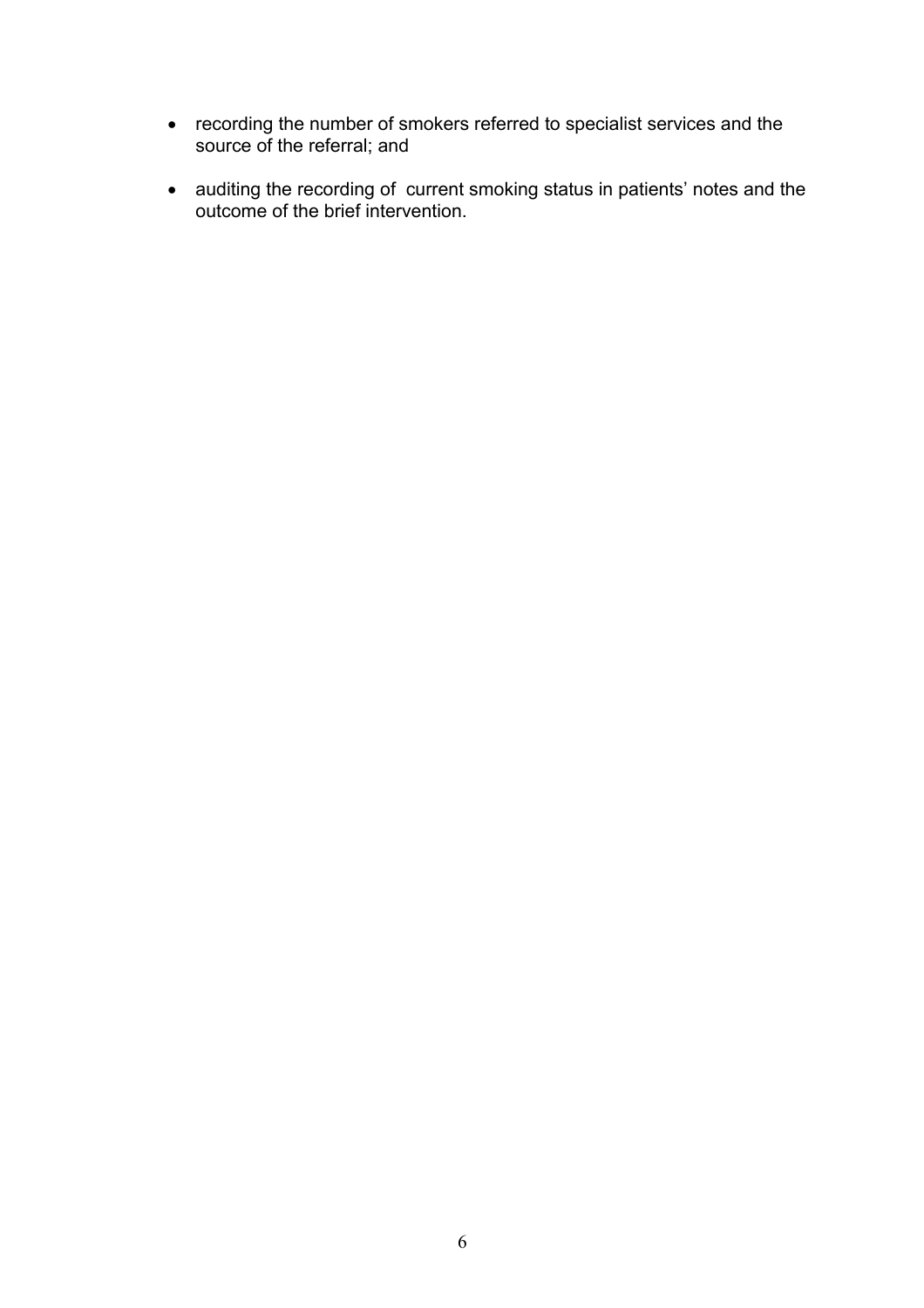- recording the number of smokers referred to specialist services and the source of the referral; and

- auditing the recording of current smoking status in patients' notes and the outcome of the brief intervention.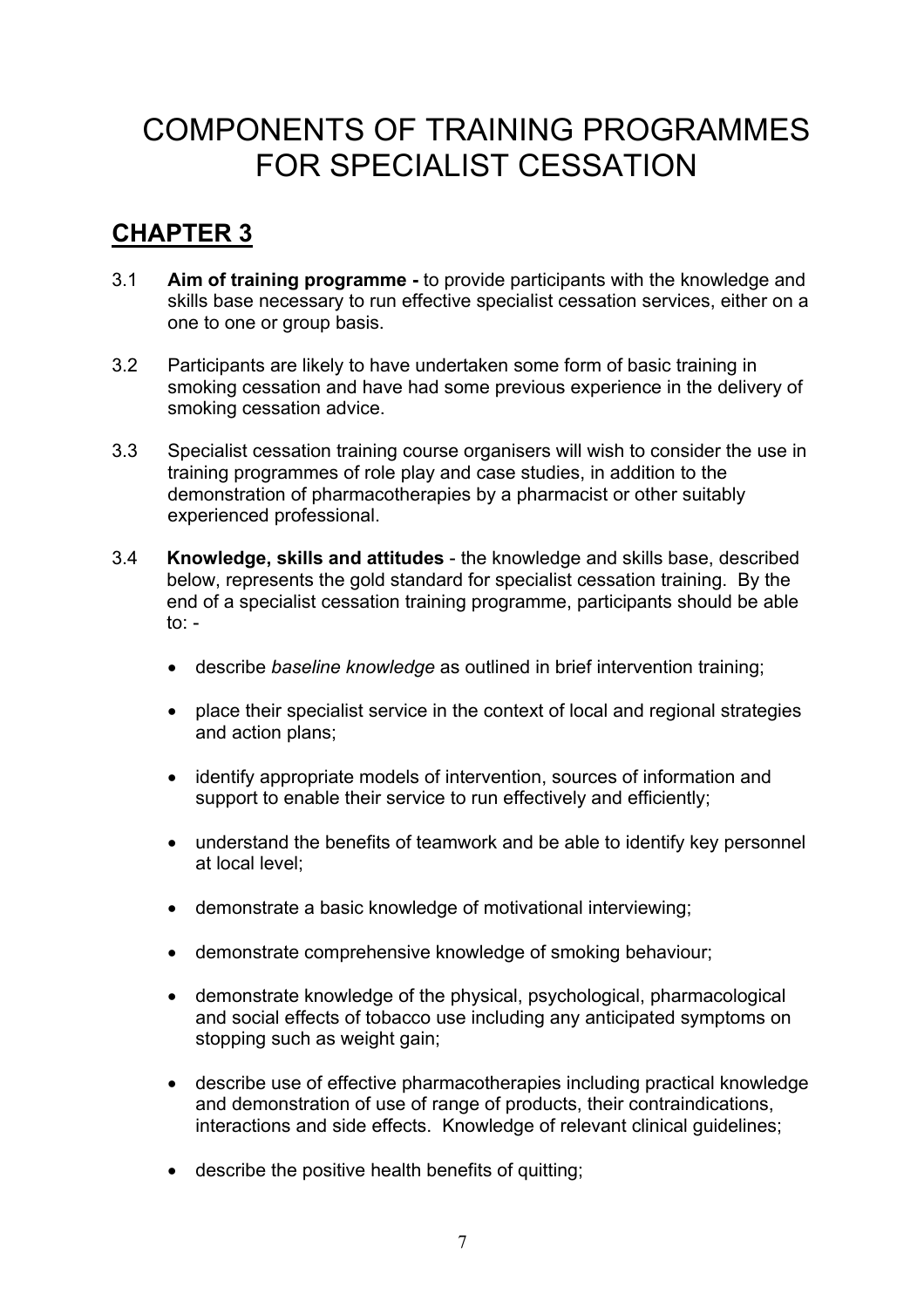# COMPONENTS OF TRAINING PROGRAMMES FOR SPECIALIST CESSATION

## CHAPTER 3

3.1 **Aim of training programme -** to provide participants with the knowledge and skills base necessary to run effective specialist cessation services, either on a one to one or group basis.

3.2 Participants are likely to have undertaken some form of basic training in smoking cessation and have had some previous experience in the delivery of smoking cessation advice.

3.3 Specialist cessation training course organisers will wish to consider the use in training programmes of role play and case studies, in addition to the demonstration of pharmacotherapies by a pharmacist or other suitably experienced professional.

3.4 **Knowledge, skills and attitudes** - the knowledge and skills base, described below, represents the gold standard for specialist cessation training. By the end of a specialist cessation training programme, participants should be able to: -

- describe *baseline knowledge* as outlined in brief intervention training;
- place their specialist service in the context of local and regional strategies and action plans;
- identify appropriate models of intervention, sources of information and support to enable their service to run effectively and efficiently;
- understand the benefits of teamwork and be able to identify key personnel at local level;
- demonstrate a basic knowledge of motivational interviewing;
- demonstrate comprehensive knowledge of smoking behaviour;
- demonstrate knowledge of the physical, psychological, pharmacological and social effects of tobacco use including any anticipated symptoms on stopping such as weight gain;
- describe use of effective pharmacotherapies including practical knowledge and demonstration of use of range of products, their contraindications, interactions and side effects. Knowledge of relevant clinical guidelines;
- describe the positive health benefits of quitting;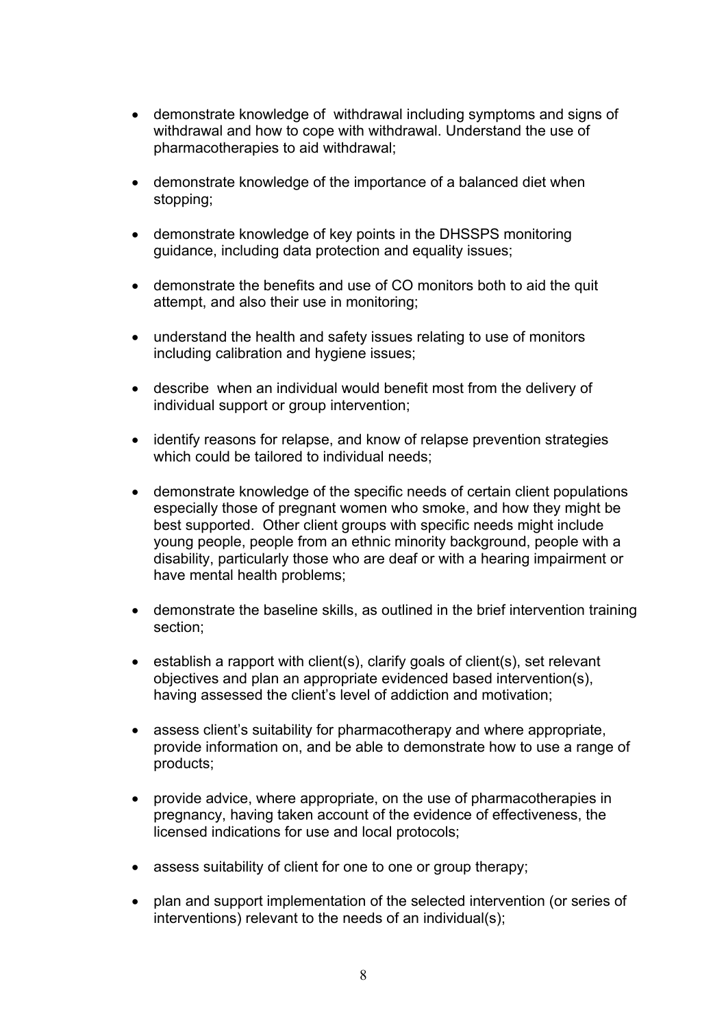- demonstrate knowledge of withdrawal including symptoms and signs of withdrawal and how to cope with withdrawal. Understand the use of pharmacotherapies to aid withdrawal;

- demonstrate knowledge of the importance of a balanced diet when stopping;

- demonstrate knowledge of key points in the DHSSPS monitoring guidance, including data protection and equality issues;

- demonstrate the benefits and use of CO monitors both to aid the quit attempt, and also their use in monitoring;

- understand the health and safety issues relating to use of monitors including calibration and hygiene issues;

- describe when an individual would benefit most from the delivery of individual support or group intervention;

- identify reasons for relapse, and know of relapse prevention strategies which could be tailored to individual needs;

- demonstrate knowledge of the specific needs of certain client populations especially those of pregnant women who smoke, and how they might be best supported. Other client groups with specific needs might include young people, people from an ethnic minority background, people with a disability, particularly those who are deaf or with a hearing impairment or have mental health problems;

- demonstrate the baseline skills, as outlined in the brief intervention training section;

- establish a rapport with client(s), clarify goals of client(s), set relevant objectives and plan an appropriate evidenced based intervention(s), having assessed the client's level of addiction and motivation;

- assess client's suitability for pharmacotherapy and where appropriate, provide information on, and be able to demonstrate how to use a range of products;

- provide advice, where appropriate, on the use of pharmacotherapies in pregnancy, having taken account of the evidence of effectiveness, the licensed indications for use and local protocols;

- assess suitability of client for one to one or group therapy;

- plan and support implementation of the selected intervention (or series of interventions) relevant to the needs of an individual(s);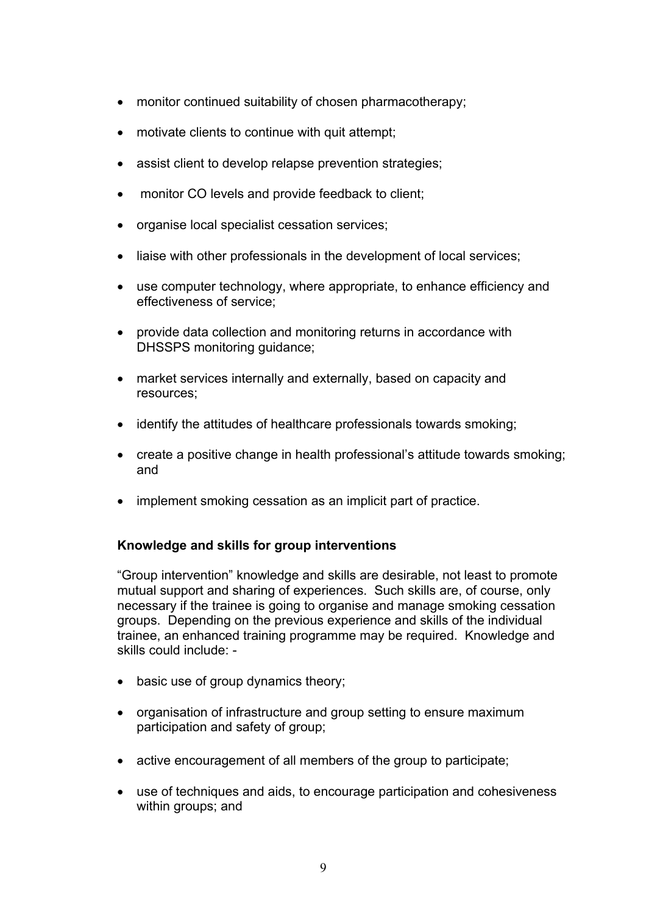- monitor continued suitability of chosen pharmacotherapy;
- motivate clients to continue with quit attempt;
- assist client to develop relapse prevention strategies;
- monitor CO levels and provide feedback to client;
- organise local specialist cessation services;
- liaise with other professionals in the development of local services;
- use computer technology, where appropriate, to enhance efficiency and effectiveness of service;
- provide data collection and monitoring returns in accordance with DHSSPS monitoring guidance;
- market services internally and externally, based on capacity and resources;
- identify the attitudes of healthcare professionals towards smoking;
- create a positive change in health professional's attitude towards smoking; and
- implement smoking cessation as an implicit part of practice.

**Knowledge and skills for group interventions**

"Group intervention" knowledge and skills are desirable, not least to promote mutual support and sharing of experiences. Such skills are, of course, only necessary if the trainee is going to organise and manage smoking cessation groups. Depending on the previous experience and skills of the individual trainee, an enhanced training programme may be required. Knowledge and skills could include: -

- basic use of group dynamics theory;
- organisation of infrastructure and group setting to ensure maximum participation and safety of group;
- active encouragement of all members of the group to participate;
- use of techniques and aids, to encourage participation and cohesiveness within groups; and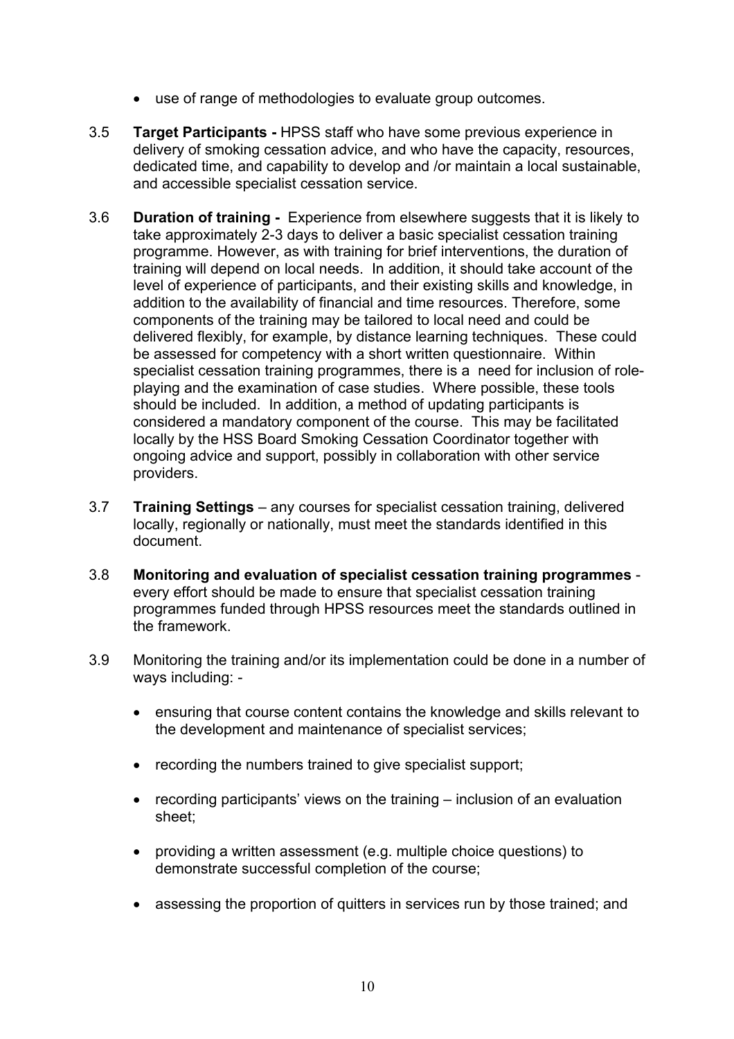- use of range of methodologies to evaluate group outcomes.

3.5 **Target Participants -** HPSS staff who have some previous experience in delivery of smoking cessation advice, and who have the capacity, resources, dedicated time, and capability to develop and /or maintain a local sustainable, and accessible specialist cessation service.

3.6 **Duration of training -** Experience from elsewhere suggests that it is likely to take approximately 2-3 days to deliver a basic specialist cessation training programme. However, as with training for brief interventions, the duration of training will depend on local needs. In addition, it should take account of the level of experience of participants, and their existing skills and knowledge, in addition to the availability of financial and time resources. Therefore, some components of the training may be tailored to local need and could be delivered flexibly, for example, by distance learning techniques. These could be assessed for competency with a short written questionnaire. Within specialist cessation training programmes, there is a need for inclusion of role-playing and the examination of case studies. Where possible, these tools should be included. In addition, a method of updating participants is considered a mandatory component of the course. This may be facilitated locally by the HSS Board Smoking Cessation Coordinator together with ongoing advice and support, possibly in collaboration with other service providers.

3.7 **Training Settings** – any courses for specialist cessation training, delivered locally, regionally or nationally, must meet the standards identified in this document.

3.8 **Monitoring and evaluation of specialist cessation training programmes** - every effort should be made to ensure that specialist cessation training programmes funded through HPSS resources meet the standards outlined in the framework.

3.9 Monitoring the training and/or its implementation could be done in a number of ways including: -

- ensuring that course content contains the knowledge and skills relevant to the development and maintenance of specialist services;
- recording the numbers trained to give specialist support;
- recording participants' views on the training – inclusion of an evaluation sheet;
- providing a written assessment (e.g. multiple choice questions) to demonstrate successful completion of the course;
- assessing the proportion of quitters in services run by those trained; and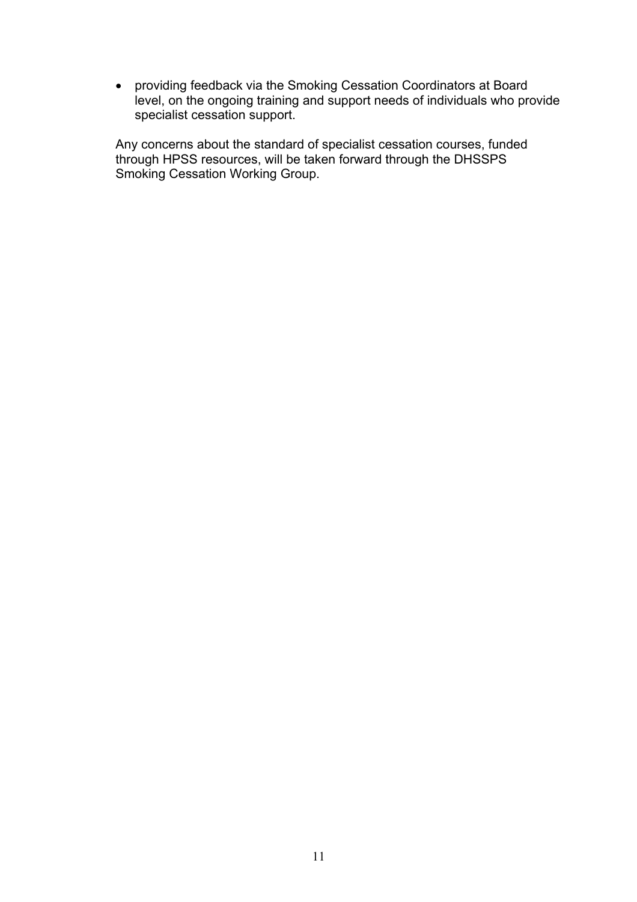- providing feedback via the Smoking Cessation Coordinators at Board level, on the ongoing training and support needs of individuals who provide specialist cessation support.

Any concerns about the standard of specialist cessation courses, funded through HPSS resources, will be taken forward through the DHSSPS Smoking Cessation Working Group.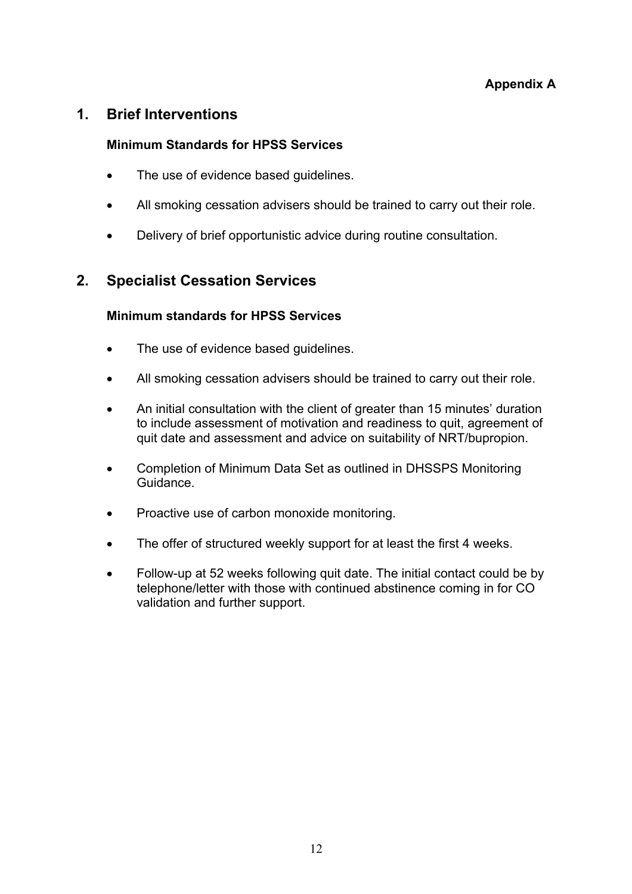**Appendix A**

## 1. Brief Interventions

### Minimum Standards for HPSS Services

- The use of evidence based guidelines.
- All smoking cessation advisers should be trained to carry out their role.
- Delivery of brief opportunistic advice during routine consultation.

## 2. Specialist Cessation Services

### Minimum standards for HPSS Services

- The use of evidence based guidelines.
- All smoking cessation advisers should be trained to carry out their role.
- An initial consultation with the client of greater than 15 minutes' duration to include assessment of motivation and readiness to quit, agreement of quit date and assessment and advice on suitability of NRT/bupropion.
- Completion of Minimum Data Set as outlined in DHSSPS Monitoring Guidance.
- Proactive use of carbon monoxide monitoring.
- The offer of structured weekly support for at least the first 4 weeks.
- Follow-up at 52 weeks following quit date. The initial contact could be by telephone/letter with those with continued abstinence coming in for CO validation and further support.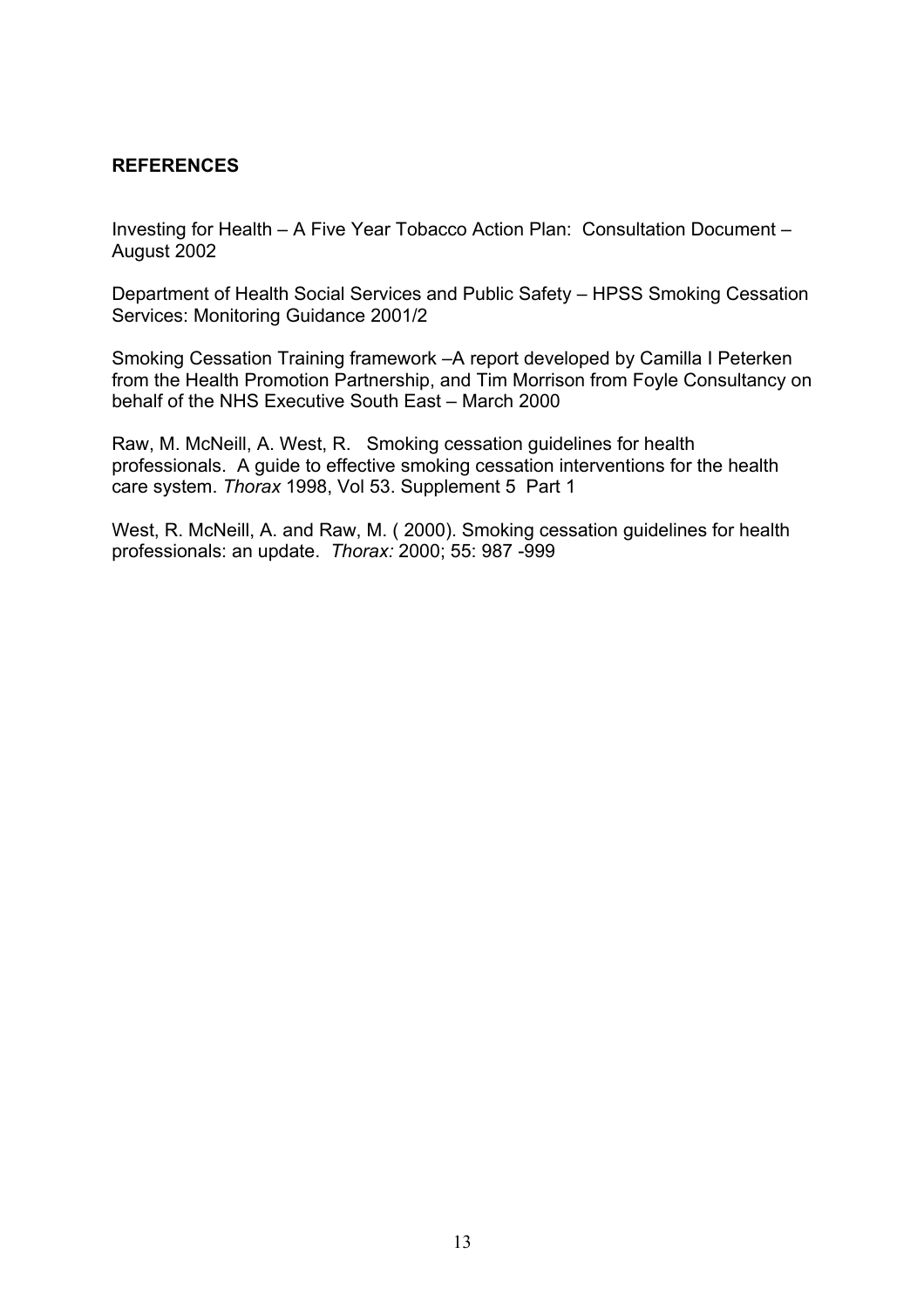## REFERENCES

Investing for Health – A Five Year Tobacco Action Plan: Consultation Document – August 2002

Department of Health Social Services and Public Safety – HPSS Smoking Cessation Services: Monitoring Guidance 2001/2

Smoking Cessation Training framework –A report developed by Camilla I Peterken from the Health Promotion Partnership, and Tim Morrison from Foyle Consultancy on behalf of the NHS Executive South East – March 2000

Raw, M. McNeill, A. West, R. Smoking cessation guidelines for health professionals. A guide to effective smoking cessation interventions for the health care system. *Thorax* 1998, Vol 53. Supplement 5 Part 1

West, R. McNeill, A. and Raw, M. ( 2000). Smoking cessation guidelines for health professionals: an update. *Thorax:* 2000; 55: 987 -999